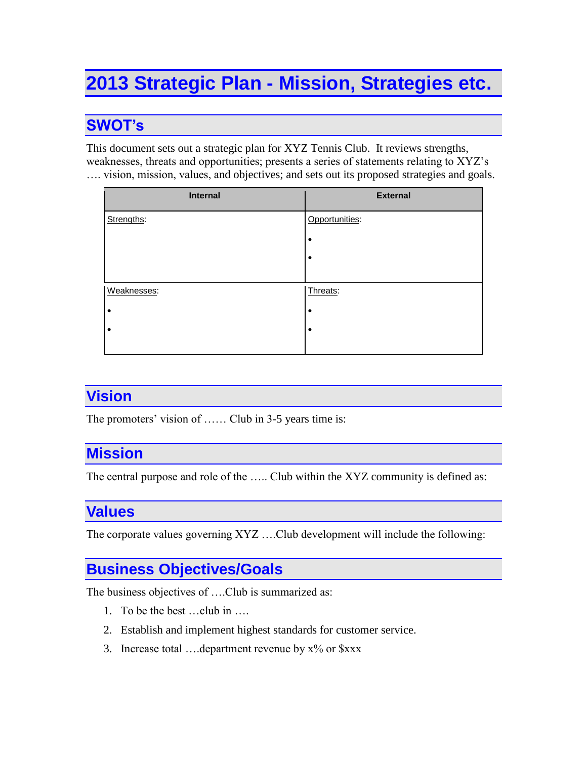# 2013 Strategic Plan - Mission, Strategies etc.

## SWOT's

This document sets out a strategic plan for XYZ Tennis Club. It reviews strengths, weaknesses, threats and opportunities; presents a series of statements relating to XYZ's …. vision, mission, values, and objectives; and sets out its proposed strategies and goals.

| Internal | External |
|---|---|
| Strengths: | Opportunities:<br>•<br>• |
| Weaknesses:<br>•<br>• | Threats:<br>•<br>• |

## Vision

The promoters' vision of …… Club in 3-5 years time is:

## Mission

The central purpose and role of the ….. Club within the XYZ community is defined as:

## Values

The corporate values governing XYZ ….Club development will include the following:

## Business Objectives/Goals

The business objectives of ….Club is summarized as:

1. To be the best …club in ….
2. Establish and implement highest standards for customer service.
3. Increase total ….department revenue by x% or $xxx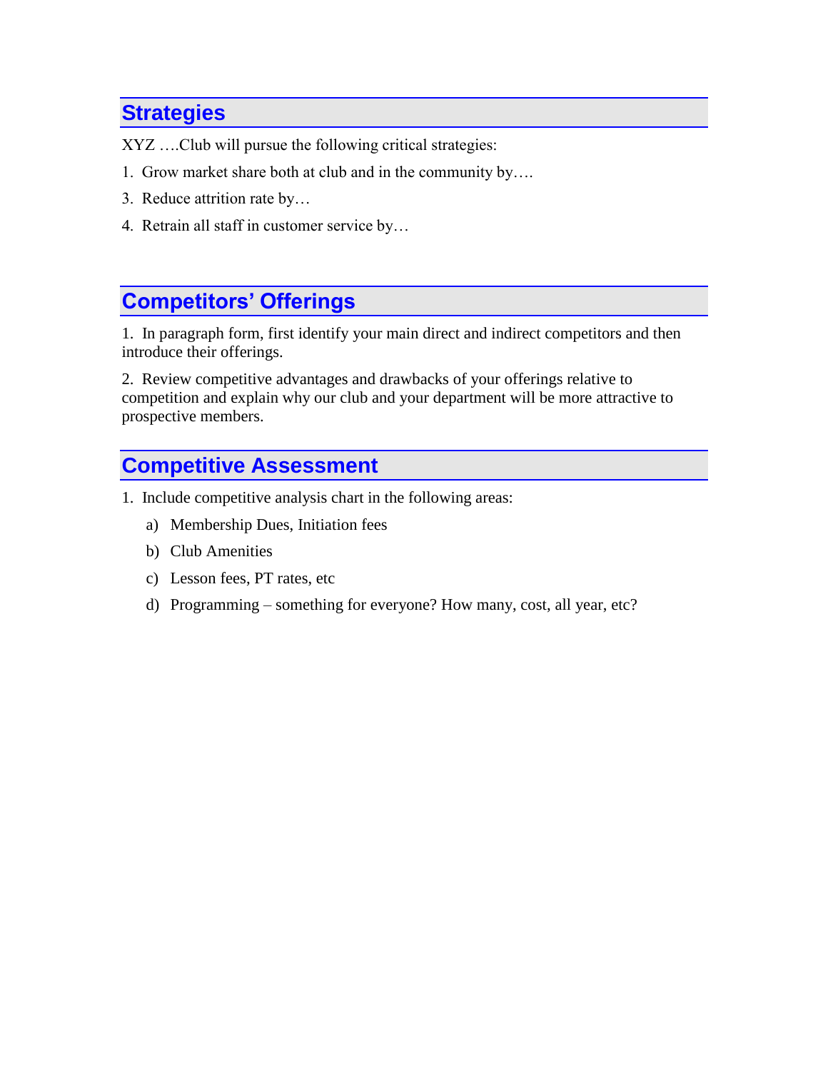## Strategies

XYZ ….Club will pursue the following critical strategies:

1. Grow market share both at club and in the community by….
3. Reduce attrition rate by…
4. Retrain all staff in customer service by…

## Competitors' Offerings

1. In paragraph form, first identify your main direct and indirect competitors and then introduce their offerings.

2. Review competitive advantages and drawbacks of your offerings relative to competition and explain why our club and your department will be more attractive to prospective members.

## Competitive Assessment

1. Include competitive analysis chart in the following areas:
   a) Membership Dues, Initiation fees
   b) Club Amenities
   c) Lesson fees, PT rates, etc
   d) Programming – something for everyone? How many, cost, all year, etc?